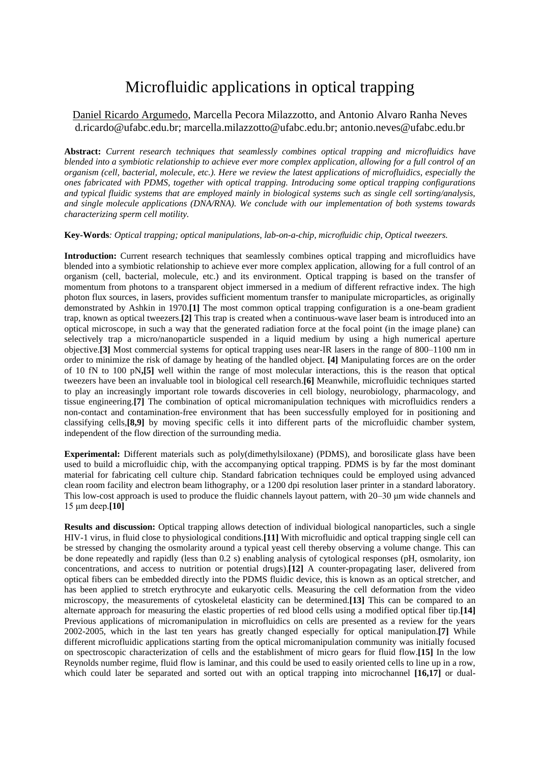# Microfluidic applications in optical trapping

Daniel Ricardo Argumedo, Marcella Pecora Milazzotto, and Antonio Alvaro Ranha Neves
d.ricardo@ufabc.edu.br; marcella.milazzotto@ufabc.edu.br; antonio.neves@ufabc.edu.br

**Abstract:** *Current research techniques that seamlessly combines optical trapping and microfluidics have blended into a symbiotic relationship to achieve ever more complex application, allowing for a full control of an organism (cell, bacterial, molecule, etc.). Here we review the latest applications of microfluidics, especially the ones fabricated with PDMS, together with optical trapping. Introducing some optical trapping configurations and typical fluidic systems that are employed mainly in biological systems such as single cell sorting/analysis, and single molecule applications (DNA/RNA). We conclude with our implementation of both systems towards characterizing sperm cell motility.*

**Key-Words***: Optical trapping; optical manipulations, lab-on-a-chip, microfluidic chip, Optical tweezers.*

**Introduction:** Current research techniques that seamlessly combines optical trapping and microfluidics have blended into a symbiotic relationship to achieve ever more complex application, allowing for a full control of an organism (cell, bacterial, molecule, etc.) and its environment. Optical trapping is based on the transfer of momentum from photons to a transparent object immersed in a medium of different refractive index. The high photon flux sources, in lasers, provides sufficient momentum transfer to manipulate microparticles, as originally demonstrated by Ashkin in 1970.**[1]** The most common optical trapping configuration is a one-beam gradient trap, known as optical tweezers.**[2]** This trap is created when a continuous-wave laser beam is introduced into an optical microscope, in such a way that the generated radiation force at the focal point (in the image plane) can selectively trap a micro/nanoparticle suspended in a liquid medium by using a high numerical aperture objective.**[3]** Most commercial systems for optical trapping uses near-IR lasers in the range of 800–1100 nm in order to minimize the risk of damage by heating of the handled object. **[4]** Manipulating forces are on the order of 10 fN to 100 pN**,[5]** well within the range of most molecular interactions, this is the reason that optical tweezers have been an invaluable tool in biological cell research.**[6]** Meanwhile, microfluidic techniques started to play an increasingly important role towards discoveries in cell biology, neurobiology, pharmacology, and tissue engineering.**[7]** The combination of optical micromanipulation techniques with microfluidics renders a non-contact and contamination-free environment that has been successfully employed for in positioning and classifying cells,**[8,9]** by moving specific cells it into different parts of the microfluidic chamber system, independent of the flow direction of the surrounding media.

**Experimental:** Different materials such as poly(dimethylsiloxane) (PDMS), and borosilicate glass have been used to build a microfluidic chip, with the accompanying optical trapping. PDMS is by far the most dominant material for fabricating cell culture chip. Standard fabrication techniques could be employed using advanced clean room facility and electron beam lithography, or a 1200 dpi resolution laser printer in a standard laboratory. This low-cost approach is used to produce the fluidic channels layout pattern, with 20–30 μm wide channels and 15 μm deep.**[10]**

**Results and discussion:** Optical trapping allows detection of individual biological nanoparticles, such a single HIV-1 virus, in fluid close to physiological conditions.**[11]** With microfluidic and optical trapping single cell can be stressed by changing the osmolarity around a typical yeast cell thereby observing a volume change. This can be done repeatedly and rapidly (less than 0.2 s) enabling analysis of cytological responses (pH, osmolarity, ion concentrations, and access to nutrition or potential drugs).**[12]** A counter-propagating laser, delivered from optical fibers can be embedded directly into the PDMS fluidic device, this is known as an optical stretcher, and has been applied to stretch erythrocyte and eukaryotic cells. Measuring the cell deformation from the video microscopy, the measurements of cytoskeletal elasticity can be determined.**[13]** This can be compared to an alternate approach for measuring the elastic properties of red blood cells using a modified optical fiber tip.**[14]** Previous applications of micromanipulation in microfluidics on cells are presented as a review for the years 2002-2005, which in the last ten years has greatly changed especially for optical manipulation.**[7]** While different microfluidic applications starting from the optical micromanipulation community was initially focused on spectroscopic characterization of cells and the establishment of micro gears for fluid flow.**[15]** In the low Reynolds number regime, fluid flow is laminar, and this could be used to easily oriented cells to line up in a row, which could later be separated and sorted out with an optical trapping into microchannel **[16,17]** or dual-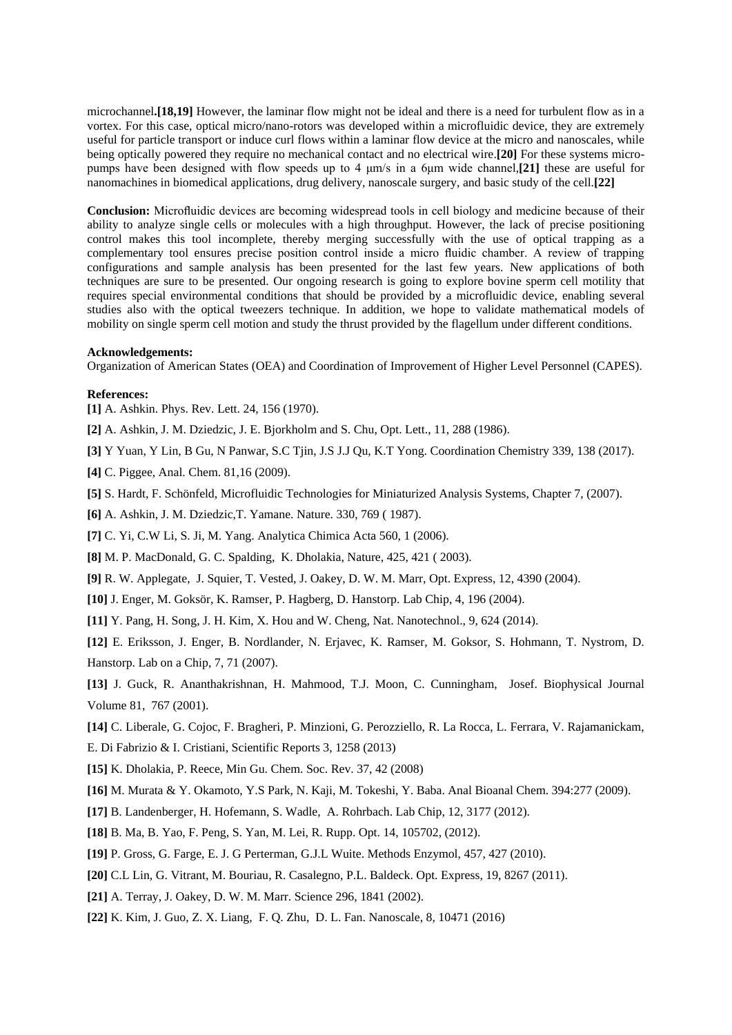microchannel.**[18,19]** However, the laminar flow might not be ideal and there is a need for turbulent flow as in a vortex. For this case, optical micro/nano-rotors was developed within a microfluidic device, they are extremely useful for particle transport or induce curl flows within a laminar flow device at the micro and nanoscales, while being optically powered they require no mechanical contact and no electrical wire.**[20]** For these systems micro-pumps have been designed with flow speeds up to 4 μm/s in a 6μm wide channel,**[21]** these are useful for nanomachines in biomedical applications, drug delivery, nanoscale surgery, and basic study of the cell.**[22]**

**Conclusion:** Microfluidic devices are becoming widespread tools in cell biology and medicine because of their ability to analyze single cells or molecules with a high throughput. However, the lack of precise positioning control makes this tool incomplete, thereby merging successfully with the use of optical trapping as a complementary tool ensures precise position control inside a micro fluidic chamber. A review of trapping configurations and sample analysis has been presented for the last few years. New applications of both techniques are sure to be presented. Our ongoing research is going to explore bovine sperm cell motility that requires special environmental conditions that should be provided by a microfluidic device, enabling several studies also with the optical tweezers technique. In addition, we hope to validate mathematical models of mobility on single sperm cell motion and study the thrust provided by the flagellum under different conditions.

**Acknowledgements:**

Organization of American States (OEA) and Coordination of Improvement of Higher Level Personnel (CAPES).

**References:**

**[1]** A. Ashkin. Phys. Rev. Lett. 24, 156 (1970).

**[2]** A. Ashkin, J. M. Dziedzic, J. E. Bjorkholm and S. Chu, Opt. Lett., 11, 288 (1986).

**[3]** Y Yuan, Y Lin, B Gu, N Panwar, S.C Tjin, J.S J.J Qu, K.T Yong. Coordination Chemistry 339, 138 (2017).

**[4]** C. Piggee, Anal. Chem. 81,16 (2009).

**[5]** S. Hardt, F. Schönfeld, Microfluidic Technologies for Miniaturized Analysis Systems, Chapter 7, (2007).

**[6]** A. Ashkin, J. M. Dziedzic,T. Yamane. Nature. 330, 769 ( 1987).

**[7]** C. Yi, C.W Li, S. Ji, M. Yang. Analytica Chimica Acta 560, 1 (2006).

**[8]** M. P. MacDonald, G. C. Spalding, K. Dholakia, Nature, 425, 421 ( 2003).

**[9]** R. W. Applegate, J. Squier, T. Vested, J. Oakey, D. W. M. Marr, Opt. Express, 12, 4390 (2004).

**[10]** J. Enger, M. Goksör, K. Ramser, P. Hagberg, D. Hanstorp. Lab Chip, 4, 196 (2004).

**[11]** Y. Pang, H. Song, J. H. Kim, X. Hou and W. Cheng, Nat. Nanotechnol., 9, 624 (2014).

**[12]** E. Eriksson, J. Enger, B. Nordlander, N. Erjavec, K. Ramser, M. Goksor, S. Hohmann, T. Nystrom, D. Hanstorp. Lab on a Chip, 7, 71 (2007).

**[13]** J. Guck, R. Ananthakrishnan, H. Mahmood, T.J. Moon, C. Cunningham, Josef. Biophysical Journal Volume 81, 767 (2001).

**[14]** C. Liberale, G. Cojoc, F. Bragheri, P. Minzioni, G. Perozziello, R. La Rocca, L. Ferrara, V. Rajamanickam, E. Di Fabrizio & I. Cristiani, Scientific Reports 3, 1258 (2013)

**[15]** K. Dholakia, P. Reece, Min Gu. Chem. Soc. Rev. 37, 42 (2008)

**[16]** M. Murata & Y. Okamoto, Y.S Park, N. Kaji, M. Tokeshi, Y. Baba. Anal Bioanal Chem. 394:277 (2009).

**[17]** B. Landenberger, H. Hofemann, S. Wadle, A. Rohrbach. Lab Chip, 12, 3177 (2012).

**[18]** B. Ma, B. Yao, F. Peng, S. Yan, M. Lei, R. Rupp. Opt. 14, 105702, (2012).

**[19]** P. Gross, G. Farge, E. J. G Perterman, G.J.L Wuite. Methods Enzymol, 457, 427 (2010).

**[20]** C.L Lin, G. Vitrant, M. Bouriau, R. Casalegno, P.L. Baldeck. Opt. Express, 19, 8267 (2011).

**[21]** A. Terray, J. Oakey, D. W. M. Marr. Science 296, 1841 (2002).

**[22]** K. Kim, J. Guo, Z. X. Liang, F. Q. Zhu, D. L. Fan. Nanoscale, 8, 10471 (2016)